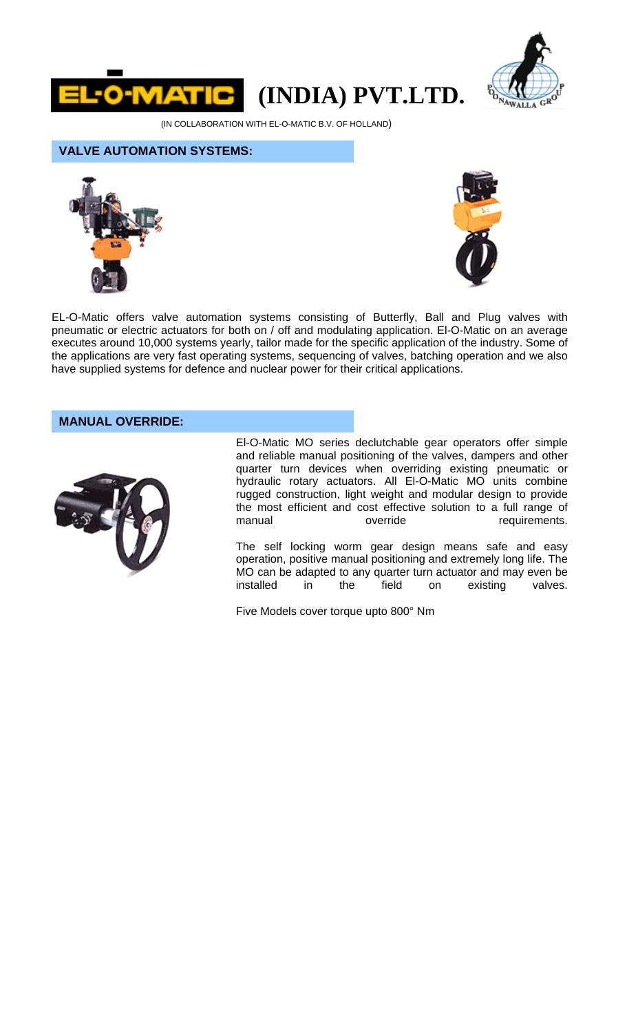# EL-O-MATIC (INDIA) PVT.LTD.

(IN COLLABORATION WITH EL-O-MATIC B.V. OF HOLLAND)

## VALVE AUTOMATION SYSTEMS:

EL-O-Matic offers valve automation systems consisting of Butterfly, Ball and Plug valves with pneumatic or electric actuators for both on / off and modulating application. El-O-Matic on an average executes around 10,000 systems yearly, tailor made for the specific application of the industry. Some of the applications are very fast operating systems, sequencing of valves, batching operation and we also have supplied systems for defence and nuclear power for their critical applications.

## MANUAL OVERRIDE:

El-O-Matic MO series declutchable gear operators offer simple and reliable manual positioning of the valves, dampers and other quarter turn devices when overriding existing pneumatic or hydraulic rotary actuators. All El-O-Matic MO units combine rugged construction, light weight and modular design to provide the most efficient and cost effective solution to a full range of manual override requirements.

The self locking worm gear design means safe and easy operation, positive manual positioning and extremely long life. The MO can be adapted to any quarter turn actuator and may even be installed in the field on existing valves.

Five Models cover torque upto 800° Nm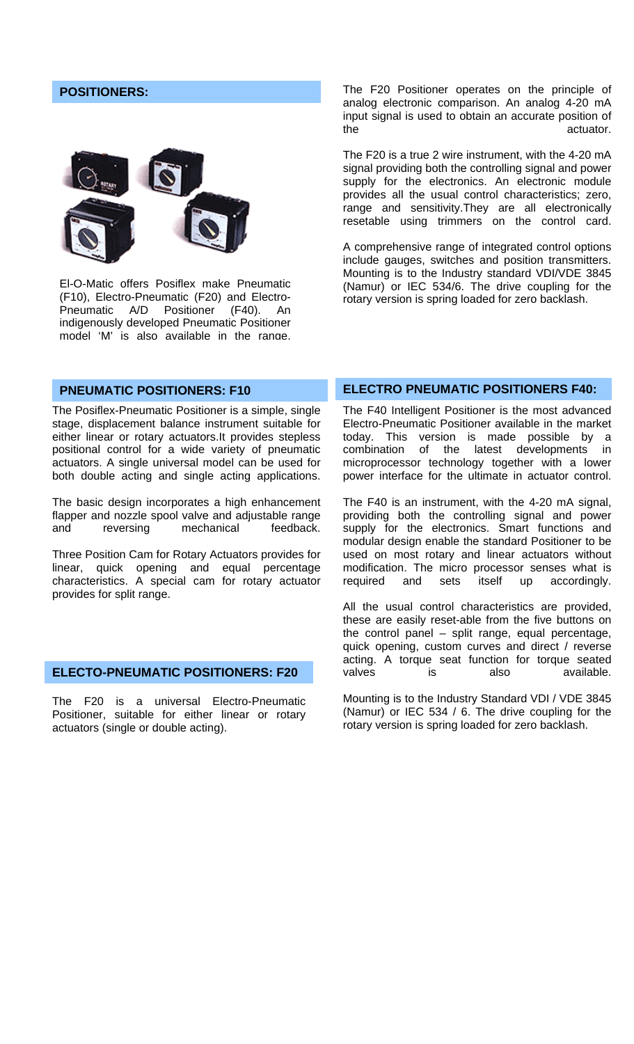## POSITIONERS:

El-O-Matic offers Posiflex make Pneumatic (F10), Electro-Pneumatic (F20) and Electro-Pneumatic A/D Positioner (F40). An indigenously developed Pneumatic Positioner model 'M' is also available in the range.

The F20 Positioner operates on the principle of analog electronic comparison. An analog 4-20 mA input signal is used to obtain an accurate position of the actuator.

The F20 is a true 2 wire instrument, with the 4-20 mA signal providing both the controlling signal and power supply for the electronics. An electronic module provides all the usual control characteristics; zero, range and sensitivity.They are all electronically resetable using trimmers on the control card.

A comprehensive range of integrated control options include gauges, switches and position transmitters. Mounting is to the Industry standard VDI/VDE 3845 (Namur) or IEC 534/6. The drive coupling for the rotary version is spring loaded for zero backlash.

## PNEUMATIC POSITIONERS: F10

The Posiflex-Pneumatic Positioner is a simple, single stage, displacement balance instrument suitable for either linear or rotary actuators.It provides stepless positional control for a wide variety of pneumatic actuators. A single universal model can be used for both double acting and single acting applications.

The basic design incorporates a high enhancement flapper and nozzle spool valve and adjustable range and reversing mechanical feedback.

Three Position Cam for Rotary Actuators provides for linear, quick opening and equal percentage characteristics. A special cam for rotary actuator provides for split range.

## ELECTO-PNEUMATIC POSITIONERS: F20

The F20 is a universal Electro-Pneumatic Positioner, suitable for either linear or rotary actuators (single or double acting).

## ELECTRO PNEUMATIC POSITIONERS F40:

The F40 Intelligent Positioner is the most advanced Electro-Pneumatic Positioner available in the market today. This version is made possible by a combination of the latest developments in microprocessor technology together with a lower power interface for the ultimate in actuator control.

The F40 is an instrument, with the 4-20 mA signal, providing both the controlling signal and power supply for the electronics. Smart functions and modular design enable the standard Positioner to be used on most rotary and linear actuators without modification. The micro processor senses what is required and sets itself up accordingly.

All the usual control characteristics are provided, these are easily reset-able from the five buttons on the control panel – split range, equal percentage, quick opening, custom curves and direct / reverse acting. A torque seat function for torque seated valves is also available.

Mounting is to the Industry Standard VDI / VDE 3845 (Namur) or IEC 534 / 6. The drive coupling for the rotary version is spring loaded for zero backlash.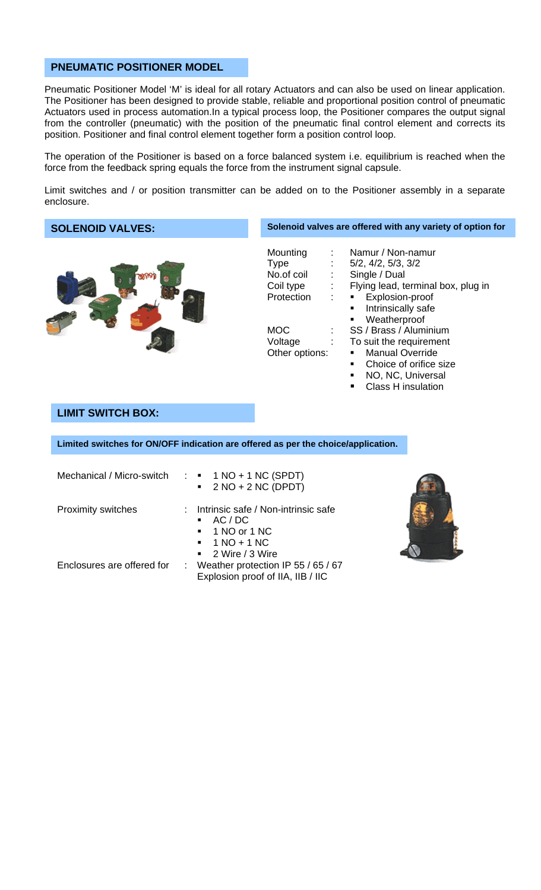## PNEUMATIC POSITIONER MODEL

Pneumatic Positioner Model 'M' is ideal for all rotary Actuators and can also be used on linear application. The Positioner has been designed to provide stable, reliable and proportional position control of pneumatic Actuators used in process automation.In a typical process loop, the Positioner compares the output signal from the controller (pneumatic) with the position of the pneumatic final control element and corrects its position. Positioner and final control element together form a position control loop.

The operation of the Positioner is based on a force balanced system i.e. equilibrium is reached when the force from the feedback spring equals the force from the instrument signal capsule.

Limit switches and / or position transmitter can be added on to the Positioner assembly in a separate enclosure.

## SOLENOID VALVES:

**Solenoid valves are offered with any variety of option for**

| | | |
|---|---|---|
| Mounting | : | Namur / Non-namur |
| Type | : | 5/2, 4/2, 5/3, 3/2 |
| No.of coil | : | Single / Dual |
| Coil type | : | Flying lead, terminal box, plug in |
| Protection | : | ▪ Explosion-proof<br>▪ Intrinsically safe<br>▪ Weatherproof |
| MOC | : | SS / Brass / Aluminium |
| Voltage | : | To suit the requirement |
| Other options: | | ▪ Manual Override<br>▪ Choice of orifice size<br>▪ NO, NC, Universal<br>▪ Class H insulation |

## LIMIT SWITCH BOX:

**Limited switches for ON/OFF indication are offered as per the choice/application.**

| | | |
|---|---|---|
| Mechanical / Micro-switch | : | ▪ 1 NO + 1 NC (SPDT)<br>▪ 2 NO + 2 NC (DPDT) |
| Proximity switches | : | Intrinsic safe / Non-intrinsic safe<br>▪ AC / DC<br>▪ 1 NO or 1 NC<br>▪ 1 NO + 1 NC<br>▪ 2 Wire / 3 Wire |
| Enclosures are offered for | : | Weather protection IP 55 / 65 / 67<br>Explosion proof of IIA, IIB / IIC |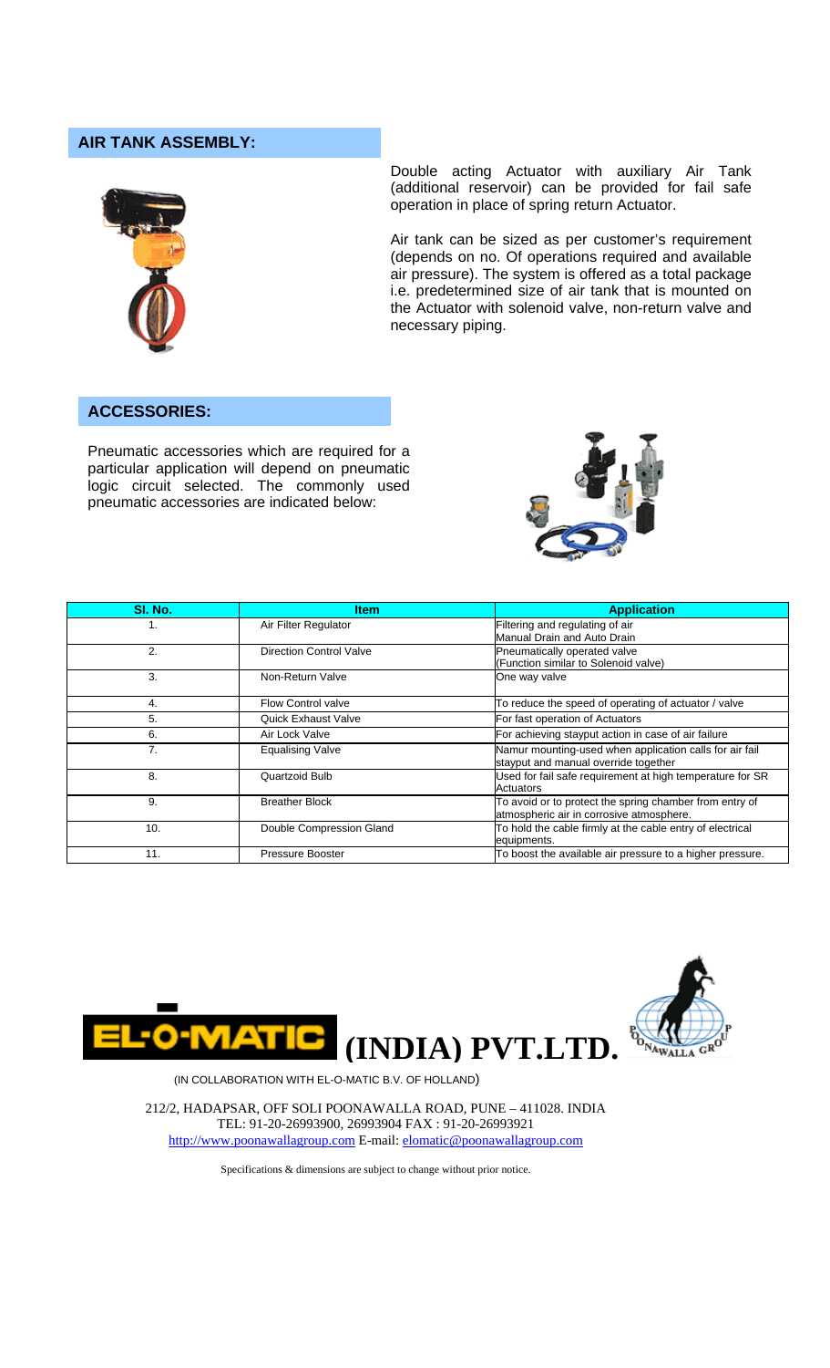## AIR TANK ASSEMBLY:

Double acting Actuator with auxiliary Air Tank (additional reservoir) can be provided for fail safe operation in place of spring return Actuator.

Air tank can be sized as per customer's requirement (depends on no. Of operations required and available air pressure). The system is offered as a total package i.e. predetermined size of air tank that is mounted on the Actuator with solenoid valve, non-return valve and necessary piping.

## ACCESSORIES:

Pneumatic accessories which are required for a particular application will depend on pneumatic logic circuit selected. The commonly used pneumatic accessories are indicated below:

| Sl. No. | Item | Application |
|---|---|---|
| 1. | Air Filter Regulator | Filtering and regulating of air<br>Manual Drain and Auto Drain |
| 2. | Direction Control Valve | Pneumatically operated valve<br>(Function similar to Solenoid valve) |
| 3. | Non-Return Valve | One way valve |
| 4. | Flow Control valve | To reduce the speed of operating of actuator / valve |
| 5. | Quick Exhaust Valve | For fast operation of Actuators |
| 6. | Air Lock Valve | For achieving stayput action in case of air failure |
| 7. | Equalising Valve | Namur mounting-used when application calls for air fail stayput and manual override together |
| 8. | Quartzoid Bulb | Used for fail safe requirement at high temperature for SR Actuators |
| 9. | Breather Block | To avoid or to protect the spring chamber from entry of atmospheric air in corrosive atmosphere. |
| 10. | Double Compression Gland | To hold the cable firmly at the cable entry of electrical equipments. |
| 11. | Pressure Booster | To boost the available air pressure to a higher pressure. |

**EL-O-MATIC (INDIA) PVT.LTD.**

POONAWALLA GROUP

(IN COLLABORATION WITH EL-O-MATIC B.V. OF HOLLAND)

212/2, HADAPSAR, OFF SOLI POONAWALLA ROAD, PUNE – 411028. INDIA
TEL: 91-20-26993900, 26993904 FAX : 91-20-26993921
http://www.poonawallagroup.com E-mail: elomatic@poonawallagroup.com

Specifications & dimensions are subject to change without prior notice.